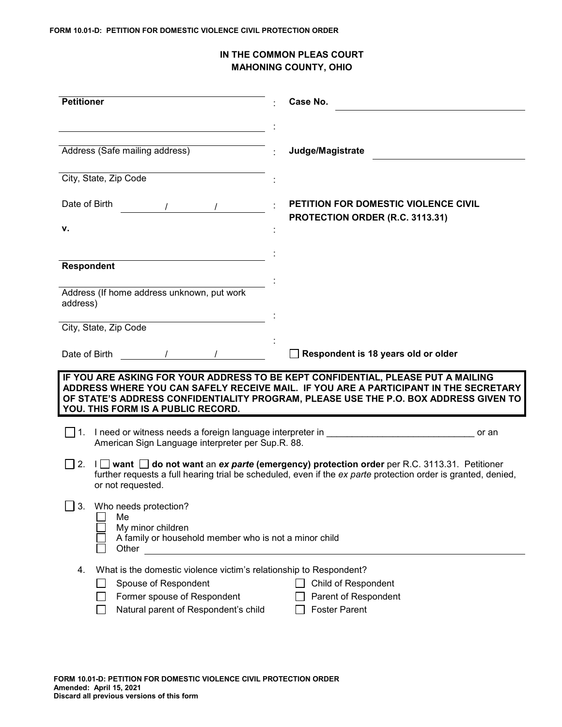FORM 10.01-D: PETITION FOR DOMESTIC VIOLENCE CIVIL PROTECTION ORDER

## IN THE COMMON PLEAS COURT
## MAHONING COUNTY, OHIO

| | | |
|---|---|---|
| ______________________________ **Petitioner** | : | **Case No.** ______________________________ |
| ______________________________ | : | |
| Address (Safe mailing address) | : | **Judge/Magistrate** ______________________ |
| ______________________________ City, State, Zip Code | : | |
| Date of Birth ______/______/______ | : | **PETITION FOR DOMESTIC VIOLENCE CIVIL PROTECTION ORDER (R.C. 3113.31)** |
| **v.** | : | |
| ______________________________ **Respondent** | : | |
| ______________________________ Address (If home address unknown, put work address) | : | |
| ______________________________ City, State, Zip Code | : | |
| Date of Birth ______/______/______ | : | ☐ **Respondent is 18 years old or older** |

**IF YOU ARE ASKING FOR YOUR ADDRESS TO BE KEPT CONFIDENTIAL, PLEASE PUT A MAILING ADDRESS WHERE YOU CAN SAFELY RECEIVE MAIL. IF YOU ARE A PARTICIPANT IN THE SECRETARY OF STATE'S ADDRESS CONFIDENTIALITY PROGRAM, PLEASE USE THE P.O. BOX ADDRESS GIVEN TO YOU. THIS FORM IS A PUBLIC RECORD.**

☐ 1. I need or witness needs a foreign language interpreter in ______________________________ or an American Sign Language interpreter per Sup.R. 88.

☐ 2. I ☐ **want** ☐ **do not want** an ***ex parte*** **(emergency) protection order** per R.C. 3113.31. Petitioner further requests a full hearing trial be scheduled, even if the *ex parte* protection order is granted, denied, or not requested.

☐ 3. Who needs protection?
- ☐ Me
- ☐ My minor children
- ☐ A family or household member who is not a minor child
- ☐ Other ______________________________

4. What is the domestic violence victim's relationship to Respondent?
- ☐ Spouse of Respondent
- ☐ Former spouse of Respondent
- ☐ Natural parent of Respondent's child
- ☐ Child of Respondent
- ☐ Parent of Respondent
- ☐ Foster Parent

FORM 10.01-D: PETITION FOR DOMESTIC VIOLENCE CIVIL PROTECTION ORDER
Amended: April 15, 2021
Discard all previous versions of this form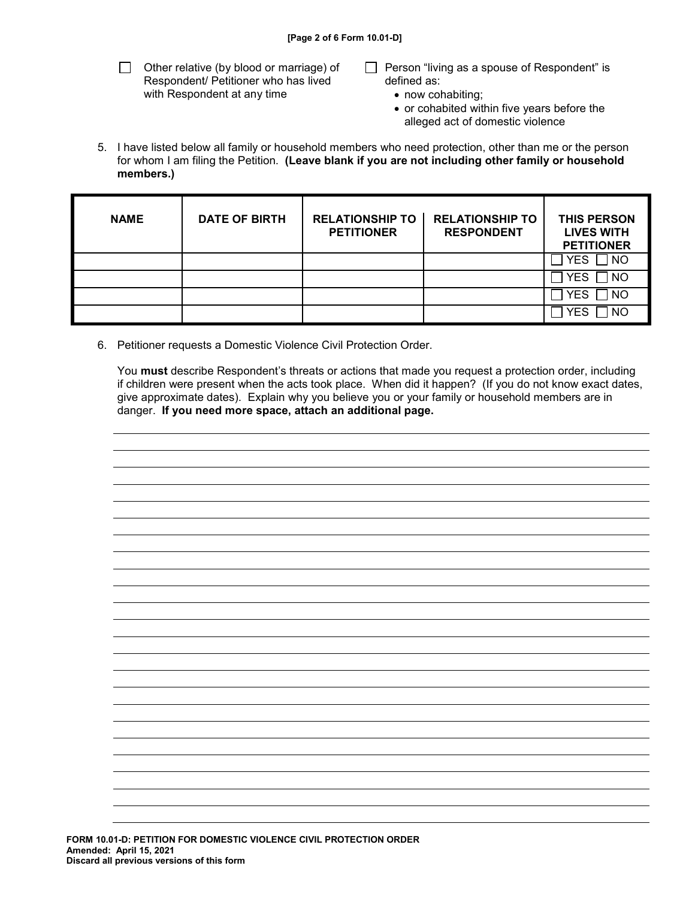☐ Other relative (by blood or marriage) of Respondent/ Petitioner who has lived with Respondent at any time

☐ Person "living as a spouse of Respondent" is defined as:
- now cohabiting;
- or cohabited within five years before the alleged act of domestic violence

5. I have listed below all family or household members who need protection, other than me or the person for whom I am filing the Petition. **(Leave blank if you are not including other family or household members.)**

| NAME | DATE OF BIRTH | RELATIONSHIP TO PETITIONER | RELATIONSHIP TO RESPONDENT | THIS PERSON LIVES WITH PETITIONER |
|---|---|---|---|---|
| | | | | ☐ YES ☐ NO |
| | | | | ☐ YES ☐ NO |
| | | | | ☐ YES ☐ NO |
| | | | | ☐ YES ☐ NO |

6. Petitioner requests a Domestic Violence Civil Protection Order.

   You **must** describe Respondent's threats or actions that made you request a protection order, including if children were present when the acts took place. When did it happen? (If you do not know exact dates, give approximate dates). Explain why you believe you or your family or household members are in danger. **If you need more space, attach an additional page.**

**FORM 10.01-D: PETITION FOR DOMESTIC VIOLENCE CIVIL PROTECTION ORDER**
**Amended: April 15, 2021**
**Discard all previous versions of this form**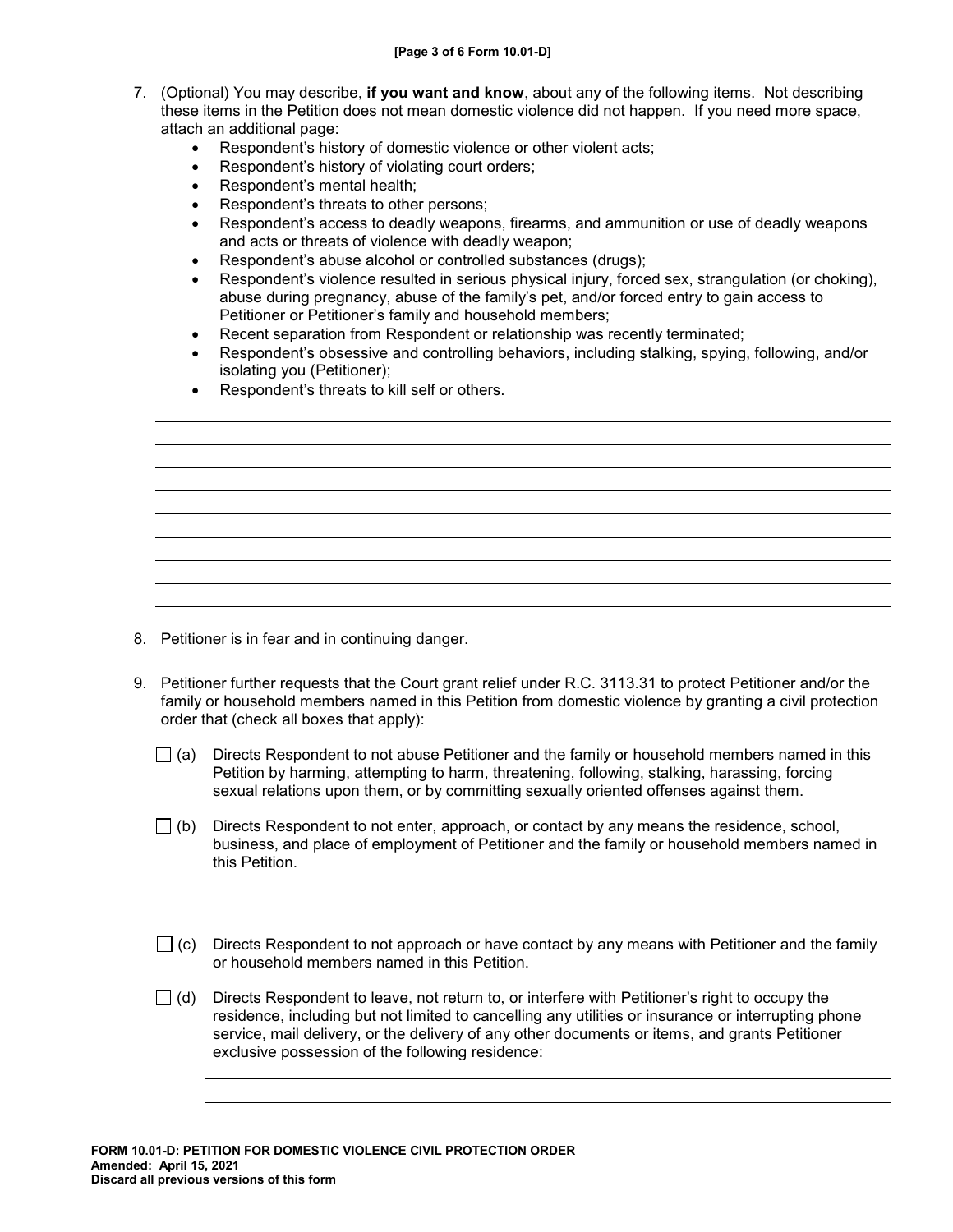7. (Optional) You may describe, **if you want and know**, about any of the following items. Not describing these items in the Petition does not mean domestic violence did not happen. If you need more space, attach an additional page:
   - Respondent's history of domestic violence or other violent acts;
   - Respondent's history of violating court orders;
   - Respondent's mental health;
   - Respondent's threats to other persons;
   - Respondent's access to deadly weapons, firearms, and ammunition or use of deadly weapons and acts or threats of violence with deadly weapon;
   - Respondent's abuse alcohol or controlled substances (drugs);
   - Respondent's violence resulted in serious physical injury, forced sex, strangulation (or choking), abuse during pregnancy, abuse of the family's pet, and/or forced entry to gain access to Petitioner or Petitioner's family and household members;
   - Recent separation from Respondent or relationship was recently terminated;
   - Respondent's obsessive and controlling behaviors, including stalking, spying, following, and/or isolating you (Petitioner);
   - Respondent's threats to kill self or others.

\_\_\_\_\_\_\_\_\_\_\_\_\_\_\_\_\_\_\_\_\_\_\_\_\_\_\_\_\_\_\_\_\_\_\_\_\_\_\_\_\_\_\_\_\_\_\_\_\_\_\_\_\_\_\_\_\_\_\_\_\_\_\_\_\_\_\_\_\_\_\_\_\_\_\_\_\_\_

\_\_\_\_\_\_\_\_\_\_\_\_\_\_\_\_\_\_\_\_\_\_\_\_\_\_\_\_\_\_\_\_\_\_\_\_\_\_\_\_\_\_\_\_\_\_\_\_\_\_\_\_\_\_\_\_\_\_\_\_\_\_\_\_\_\_\_\_\_\_\_\_\_\_\_\_\_\_

\_\_\_\_\_\_\_\_\_\_\_\_\_\_\_\_\_\_\_\_\_\_\_\_\_\_\_\_\_\_\_\_\_\_\_\_\_\_\_\_\_\_\_\_\_\_\_\_\_\_\_\_\_\_\_\_\_\_\_\_\_\_\_\_\_\_\_\_\_\_\_\_\_\_\_\_\_\_

\_\_\_\_\_\_\_\_\_\_\_\_\_\_\_\_\_\_\_\_\_\_\_\_\_\_\_\_\_\_\_\_\_\_\_\_\_\_\_\_\_\_\_\_\_\_\_\_\_\_\_\_\_\_\_\_\_\_\_\_\_\_\_\_\_\_\_\_\_\_\_\_\_\_\_\_\_\_

\_\_\_\_\_\_\_\_\_\_\_\_\_\_\_\_\_\_\_\_\_\_\_\_\_\_\_\_\_\_\_\_\_\_\_\_\_\_\_\_\_\_\_\_\_\_\_\_\_\_\_\_\_\_\_\_\_\_\_\_\_\_\_\_\_\_\_\_\_\_\_\_\_\_\_\_\_\_

\_\_\_\_\_\_\_\_\_\_\_\_\_\_\_\_\_\_\_\_\_\_\_\_\_\_\_\_\_\_\_\_\_\_\_\_\_\_\_\_\_\_\_\_\_\_\_\_\_\_\_\_\_\_\_\_\_\_\_\_\_\_\_\_\_\_\_\_\_\_\_\_\_\_\_\_\_\_

\_\_\_\_\_\_\_\_\_\_\_\_\_\_\_\_\_\_\_\_\_\_\_\_\_\_\_\_\_\_\_\_\_\_\_\_\_\_\_\_\_\_\_\_\_\_\_\_\_\_\_\_\_\_\_\_\_\_\_\_\_\_\_\_\_\_\_\_\_\_\_\_\_\_\_\_\_\_

\_\_\_\_\_\_\_\_\_\_\_\_\_\_\_\_\_\_\_\_\_\_\_\_\_\_\_\_\_\_\_\_\_\_\_\_\_\_\_\_\_\_\_\_\_\_\_\_\_\_\_\_\_\_\_\_\_\_\_\_\_\_\_\_\_\_\_\_\_\_\_\_\_\_\_\_\_\_

\_\_\_\_\_\_\_\_\_\_\_\_\_\_\_\_\_\_\_\_\_\_\_\_\_\_\_\_\_\_\_\_\_\_\_\_\_\_\_\_\_\_\_\_\_\_\_\_\_\_\_\_\_\_\_\_\_\_\_\_\_\_\_\_\_\_\_\_\_\_\_\_\_\_\_\_\_\_

8. Petitioner is in fear and in continuing danger.

9. Petitioner further requests that the Court grant relief under R.C. 3113.31 to protect Petitioner and/or the family or household members named in this Petition from domestic violence by granting a civil protection order that (check all boxes that apply):

   ☐ (a) Directs Respondent to not abuse Petitioner and the family or household members named in this Petition by harming, attempting to harm, threatening, following, stalking, harassing, forcing sexual relations upon them, or by committing sexually oriented offenses against them.

   ☐ (b) Directs Respondent to not enter, approach, or contact by any means the residence, school, business, and place of employment of Petitioner and the family or household members named in this Petition.

   \_\_\_\_\_\_\_\_\_\_\_\_\_\_\_\_\_\_\_\_\_\_\_\_\_\_\_\_\_\_\_\_\_\_\_\_\_\_\_\_\_\_\_\_\_\_\_\_\_\_\_\_\_\_\_\_\_\_\_\_\_\_\_\_\_\_\_\_\_\_\_\_

   \_\_\_\_\_\_\_\_\_\_\_\_\_\_\_\_\_\_\_\_\_\_\_\_\_\_\_\_\_\_\_\_\_\_\_\_\_\_\_\_\_\_\_\_\_\_\_\_\_\_\_\_\_\_\_\_\_\_\_\_\_\_\_\_\_\_\_\_\_\_\_\_

   ☐ (c) Directs Respondent to not approach or have contact by any means with Petitioner and the family or household members named in this Petition.

   ☐ (d) Directs Respondent to leave, not return to, or interfere with Petitioner's right to occupy the residence, including but not limited to cancelling any utilities or insurance or interrupting phone service, mail delivery, or the delivery of any other documents or items, and grants Petitioner exclusive possession of the following residence:

   \_\_\_\_\_\_\_\_\_\_\_\_\_\_\_\_\_\_\_\_\_\_\_\_\_\_\_\_\_\_\_\_\_\_\_\_\_\_\_\_\_\_\_\_\_\_\_\_\_\_\_\_\_\_\_\_\_\_\_\_\_\_\_\_\_\_\_\_\_\_\_\_

   \_\_\_\_\_\_\_\_\_\_\_\_\_\_\_\_\_\_\_\_\_\_\_\_\_\_\_\_\_\_\_\_\_\_\_\_\_\_\_\_\_\_\_\_\_\_\_\_\_\_\_\_\_\_\_\_\_\_\_\_\_\_\_\_\_\_\_\_\_\_\_\_

**FORM 10.01-D: PETITION FOR DOMESTIC VIOLENCE CIVIL PROTECTION ORDER**
**Amended: April 15, 2021**
**Discard all previous versions of this form**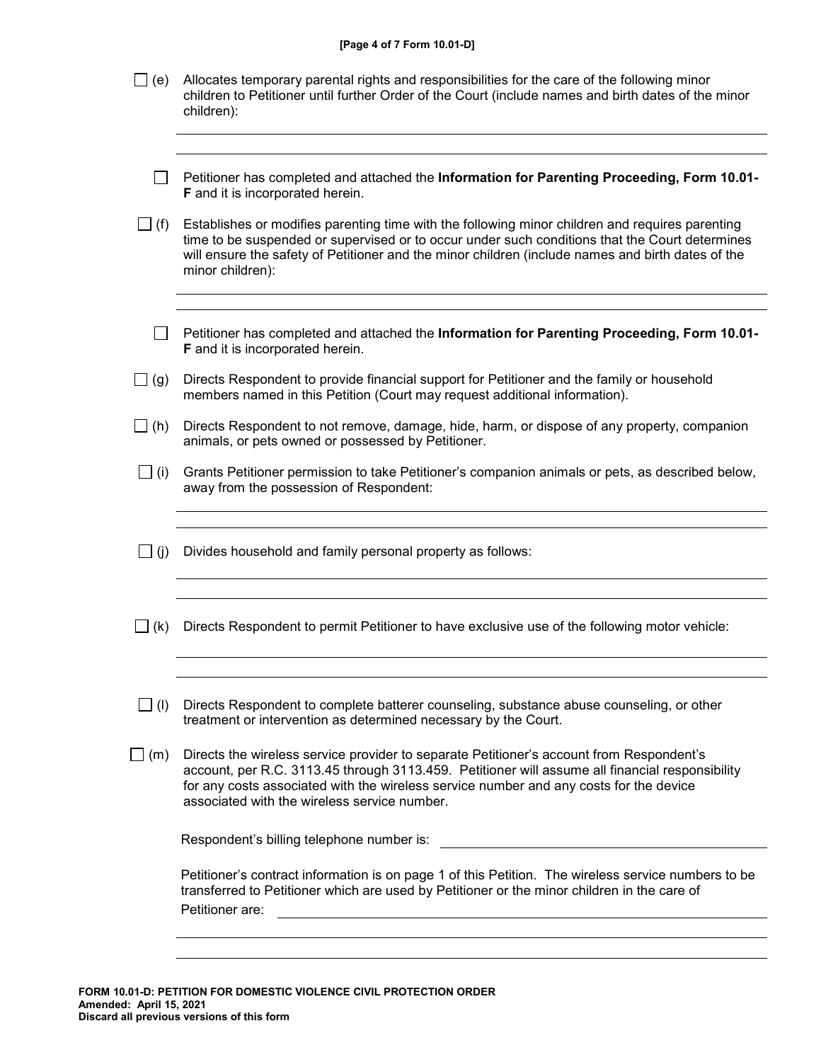☐ (e) Allocates temporary parental rights and responsibilities for the care of the following minor children to Petitioner until further Order of the Court (include names and birth dates of the minor children):

\_\_\_\_\_\_\_\_\_\_\_\_\_\_\_\_\_\_\_\_\_\_\_\_\_\_\_\_\_\_\_\_\_\_\_\_\_\_\_\_\_\_\_\_\_\_\_\_\_\_\_\_\_\_\_\_\_\_\_\_

\_\_\_\_\_\_\_\_\_\_\_\_\_\_\_\_\_\_\_\_\_\_\_\_\_\_\_\_\_\_\_\_\_\_\_\_\_\_\_\_\_\_\_\_\_\_\_\_\_\_\_\_\_\_\_\_\_\_\_\_

☐ Petitioner has completed and attached the **Information for Parenting Proceeding, Form 10.01-F** and it is incorporated herein.

☐ (f) Establishes or modifies parenting time with the following minor children and requires parenting time to be suspended or supervised or to occur under such conditions that the Court determines will ensure the safety of Petitioner and the minor children (include names and birth dates of the minor children):

\_\_\_\_\_\_\_\_\_\_\_\_\_\_\_\_\_\_\_\_\_\_\_\_\_\_\_\_\_\_\_\_\_\_\_\_\_\_\_\_\_\_\_\_\_\_\_\_\_\_\_\_\_\_\_\_\_\_\_\_

\_\_\_\_\_\_\_\_\_\_\_\_\_\_\_\_\_\_\_\_\_\_\_\_\_\_\_\_\_\_\_\_\_\_\_\_\_\_\_\_\_\_\_\_\_\_\_\_\_\_\_\_\_\_\_\_\_\_\_\_

☐ Petitioner has completed and attached the **Information for Parenting Proceeding, Form 10.01-F** and it is incorporated herein.

☐ (g) Directs Respondent to provide financial support for Petitioner and the family or household members named in this Petition (Court may request additional information).

☐ (h) Directs Respondent to not remove, damage, hide, harm, or dispose of any property, companion animals, or pets owned or possessed by Petitioner.

☐ (i) Grants Petitioner permission to take Petitioner's companion animals or pets, as described below, away from the possession of Respondent:

\_\_\_\_\_\_\_\_\_\_\_\_\_\_\_\_\_\_\_\_\_\_\_\_\_\_\_\_\_\_\_\_\_\_\_\_\_\_\_\_\_\_\_\_\_\_\_\_\_\_\_\_\_\_\_\_\_\_\_\_

\_\_\_\_\_\_\_\_\_\_\_\_\_\_\_\_\_\_\_\_\_\_\_\_\_\_\_\_\_\_\_\_\_\_\_\_\_\_\_\_\_\_\_\_\_\_\_\_\_\_\_\_\_\_\_\_\_\_\_\_

☐ (j) Divides household and family personal property as follows:

\_\_\_\_\_\_\_\_\_\_\_\_\_\_\_\_\_\_\_\_\_\_\_\_\_\_\_\_\_\_\_\_\_\_\_\_\_\_\_\_\_\_\_\_\_\_\_\_\_\_\_\_\_\_\_\_\_\_\_\_

\_\_\_\_\_\_\_\_\_\_\_\_\_\_\_\_\_\_\_\_\_\_\_\_\_\_\_\_\_\_\_\_\_\_\_\_\_\_\_\_\_\_\_\_\_\_\_\_\_\_\_\_\_\_\_\_\_\_\_\_

☐ (k) Directs Respondent to permit Petitioner to have exclusive use of the following motor vehicle:

\_\_\_\_\_\_\_\_\_\_\_\_\_\_\_\_\_\_\_\_\_\_\_\_\_\_\_\_\_\_\_\_\_\_\_\_\_\_\_\_\_\_\_\_\_\_\_\_\_\_\_\_\_\_\_\_\_\_\_\_

\_\_\_\_\_\_\_\_\_\_\_\_\_\_\_\_\_\_\_\_\_\_\_\_\_\_\_\_\_\_\_\_\_\_\_\_\_\_\_\_\_\_\_\_\_\_\_\_\_\_\_\_\_\_\_\_\_\_\_\_

☐ (l) Directs Respondent to complete batterer counseling, substance abuse counseling, or other treatment or intervention as determined necessary by the Court.

☐ (m) Directs the wireless service provider to separate Petitioner's account from Respondent's account, per R.C. 3113.45 through 3113.459. Petitioner will assume all financial responsibility for any costs associated with the wireless service number and any costs for the device associated with the wireless service number.

Respondent's billing telephone number is: \_\_\_\_\_\_\_\_\_\_\_\_\_\_\_\_\_\_\_\_\_\_\_\_\_\_\_\_\_\_

Petitioner's contract information is on page 1 of this Petition. The wireless service numbers to be transferred to Petitioner which are used by Petitioner or the minor children in the care of Petitioner are: \_\_\_\_\_\_\_\_\_\_\_\_\_\_\_\_\_\_\_\_\_\_\_\_\_\_\_\_\_\_\_\_\_\_\_\_\_\_\_\_\_\_\_\_

\_\_\_\_\_\_\_\_\_\_\_\_\_\_\_\_\_\_\_\_\_\_\_\_\_\_\_\_\_\_\_\_\_\_\_\_\_\_\_\_\_\_\_\_\_\_\_\_\_\_\_\_\_\_\_\_\_\_\_\_

\_\_\_\_\_\_\_\_\_\_\_\_\_\_\_\_\_\_\_\_\_\_\_\_\_\_\_\_\_\_\_\_\_\_\_\_\_\_\_\_\_\_\_\_\_\_\_\_\_\_\_\_\_\_\_\_\_\_\_\_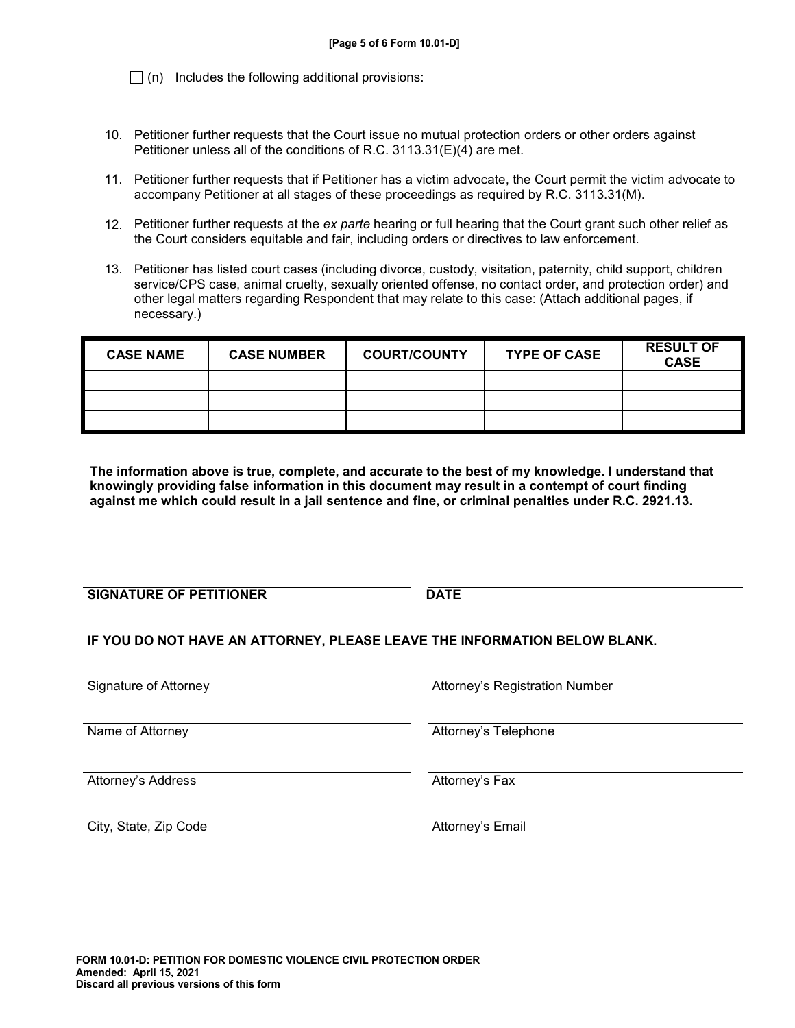☐ (n) Includes the following additional provisions:

\_\_\_\_\_\_\_\_\_\_\_\_\_\_\_\_\_\_\_\_\_\_\_\_\_\_\_\_\_\_\_\_\_\_\_\_\_\_\_\_\_\_\_\_\_\_\_\_\_\_\_\_\_\_\_\_\_\_\_\_

\_\_\_\_\_\_\_\_\_\_\_\_\_\_\_\_\_\_\_\_\_\_\_\_\_\_\_\_\_\_\_\_\_\_\_\_\_\_\_\_\_\_\_\_\_\_\_\_\_\_\_\_\_\_\_\_\_\_\_\_

10. Petitioner further requests that the Court issue no mutual protection orders or other orders against Petitioner unless all of the conditions of R.C. 3113.31(E)(4) are met.

11. Petitioner further requests that if Petitioner has a victim advocate, the Court permit the victim advocate to accompany Petitioner at all stages of these proceedings as required by R.C. 3113.31(M).

12. Petitioner further requests at the *ex parte* hearing or full hearing that the Court grant such other relief as the Court considers equitable and fair, including orders or directives to law enforcement.

13. Petitioner has listed court cases (including divorce, custody, visitation, paternity, child support, children service/CPS case, animal cruelty, sexually oriented offense, no contact order, and protection order) and other legal matters regarding Respondent that may relate to this case: (Attach additional pages, if necessary.)

| CASE NAME | CASE NUMBER | COURT/COUNTY | TYPE OF CASE | RESULT OF CASE |
|---|---|---|---|---|
| | | | | |
| | | | | |
| | | | | |

**The information above is true, complete, and accurate to the best of my knowledge. I understand that knowingly providing false information in this document may result in a contempt of court finding against me which could result in a jail sentence and fine, or criminal penalties under R.C. 2921.13.**

\_\_\_\_\_\_\_\_\_\_\_\_\_\_\_\_\_\_\_\_\_\_\_\_\_\_\_\_\_\_\_\_ \_\_\_\_\_\_\_\_\_\_\_\_\_\_\_\_\_\_\_\_\_\_\_\_\_\_\_\_\_\_\_\_

**SIGNATURE OF PETITIONER** **DATE**

**IF YOU DO NOT HAVE AN ATTORNEY, PLEASE LEAVE THE INFORMATION BELOW BLANK.**

\_\_\_\_\_\_\_\_\_\_\_\_\_\_\_\_\_\_\_\_\_\_\_\_\_\_\_\_\_\_\_\_ \_\_\_\_\_\_\_\_\_\_\_\_\_\_\_\_\_\_\_\_\_\_\_\_\_\_\_\_\_\_\_\_

Signature of Attorney Attorney's Registration Number

\_\_\_\_\_\_\_\_\_\_\_\_\_\_\_\_\_\_\_\_\_\_\_\_\_\_\_\_\_\_\_\_ \_\_\_\_\_\_\_\_\_\_\_\_\_\_\_\_\_\_\_\_\_\_\_\_\_\_\_\_\_\_\_\_

Name of Attorney Attorney's Telephone

\_\_\_\_\_\_\_\_\_\_\_\_\_\_\_\_\_\_\_\_\_\_\_\_\_\_\_\_\_\_\_\_ \_\_\_\_\_\_\_\_\_\_\_\_\_\_\_\_\_\_\_\_\_\_\_\_\_\_\_\_\_\_\_\_

Attorney's Address Attorney's Fax

\_\_\_\_\_\_\_\_\_\_\_\_\_\_\_\_\_\_\_\_\_\_\_\_\_\_\_\_\_\_\_\_ \_\_\_\_\_\_\_\_\_\_\_\_\_\_\_\_\_\_\_\_\_\_\_\_\_\_\_\_\_\_\_\_

City, State, Zip Code Attorney's Email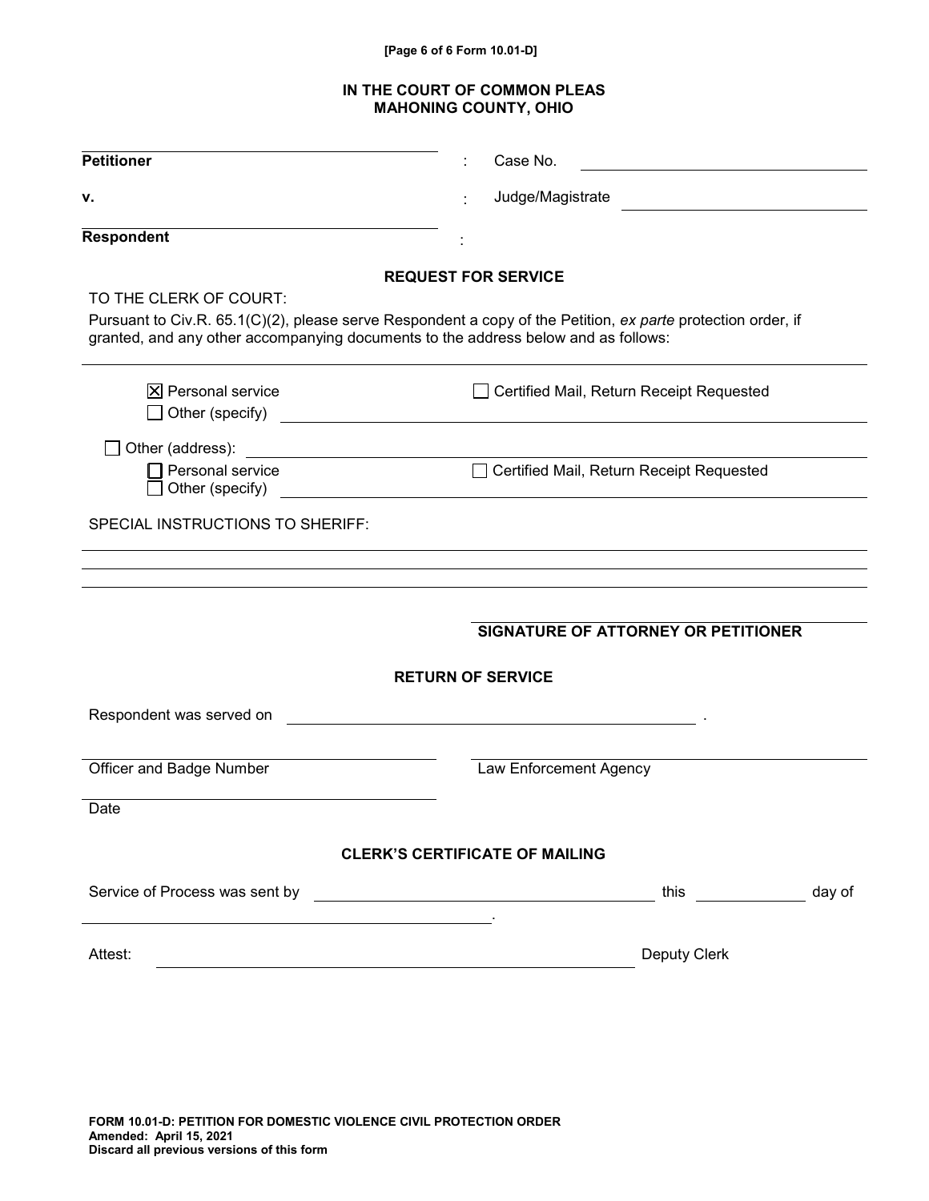## IN THE COURT OF COMMON PLEAS
## MAHONING COUNTY, OHIO

_______________________________
**Petitioner** : Case No. _______________________

**v.** : Judge/Magistrate _______________________

_______________________________
**Respondent** :

### REQUEST FOR SERVICE

TO THE CLERK OF COURT:

Pursuant to Civ.R. 65.1(C)(2), please serve Respondent a copy of the Petition, *ex parte* protection order, if granted, and any other accompanying documents to the address below and as follows:

_______________________________________________________________

☒ Personal service ☐ Certified Mail, Return Receipt Requested
☐ Other (specify) _______________________________________________

☐ Other (address): _______________________________________________
☐ Personal service ☐ Certified Mail, Return Receipt Requested
☐ Other (specify) _______________________________________________

SPECIAL INSTRUCTIONS TO SHERIFF:

_______________________________________________________________
_______________________________________________________________
_______________________________________________________________

_______________________________
**SIGNATURE OF ATTORNEY OR PETITIONER**

### RETURN OF SERVICE

Respondent was served on _______________________________________ .

_______________________________ _______________________________
Officer and Badge Number Law Enforcement Agency

_______________________________
Date

### CLERK'S CERTIFICATE OF MAILING

Service of Process was sent by _______________________________ this ____________ day of _______________________________ .

Attest: _______________________________________________ Deputy Clerk

**FORM 10.01-D: PETITION FOR DOMESTIC VIOLENCE CIVIL PROTECTION ORDER**
**Amended: April 15, 2021**
**Discard all previous versions of this form**